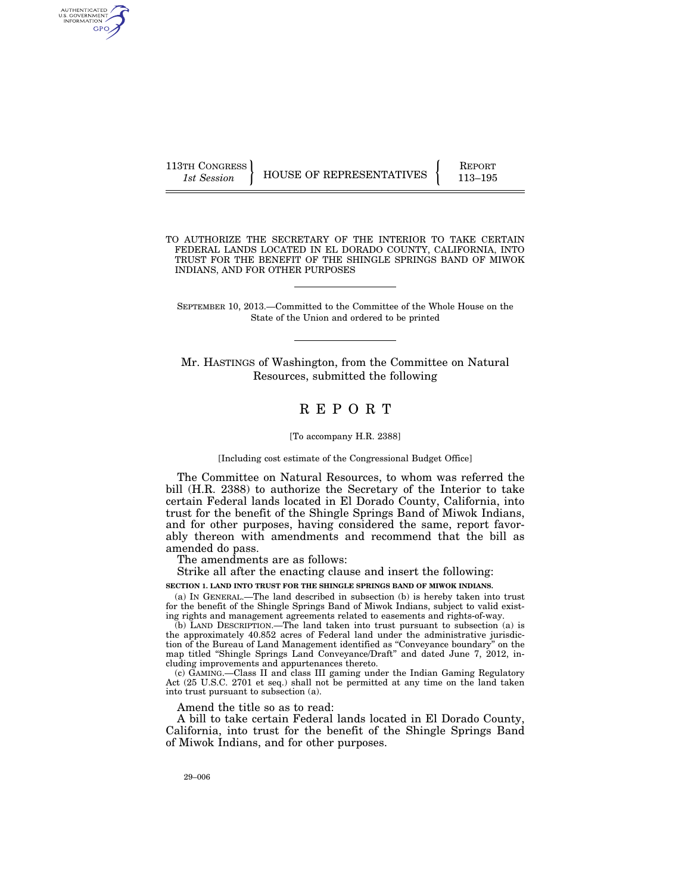113TH CONGRESS
*1st Session*

HOUSE OF REPRESENTATIVES

REPORT
113–195

# TO AUTHORIZE THE SECRETARY OF THE INTERIOR TO TAKE CERTAIN FEDERAL LANDS LOCATED IN EL DORADO COUNTY, CALIFORNIA, INTO TRUST FOR THE BENEFIT OF THE SHINGLE SPRINGS BAND OF MIWOK INDIANS, AND FOR OTHER PURPOSES

SEPTEMBER 10, 2013.—Committed to the Committee of the Whole House on the State of the Union and ordered to be printed

Mr. HASTINGS of Washington, from the Committee on Natural Resources, submitted the following

# R E P O R T

[To accompany H.R. 2388]

[Including cost estimate of the Congressional Budget Office]

The Committee on Natural Resources, to whom was referred the bill (H.R. 2388) to authorize the Secretary of the Interior to take certain Federal lands located in El Dorado County, California, into trust for the benefit of the Shingle Springs Band of Miwok Indians, and for other purposes, having considered the same, report favorably thereon with amendments and recommend that the bill as amended do pass.

The amendments are as follows:

Strike all after the enacting clause and insert the following:

**SECTION 1. LAND INTO TRUST FOR THE SHINGLE SPRINGS BAND OF MIWOK INDIANS.**

(a) IN GENERAL.—The land described in subsection (b) is hereby taken into trust for the benefit of the Shingle Springs Band of Miwok Indians, subject to valid existing rights and management agreements related to easements and rights-of-way.

(b) LAND DESCRIPTION.—The land taken into trust pursuant to subsection (a) is the approximately 40.852 acres of Federal land under the administrative jurisdiction of the Bureau of Land Management identified as "Conveyance boundary" on the map titled "Shingle Springs Land Conveyance/Draft" and dated June 7, 2012, including improvements and appurtenances thereto.

(c) GAMING.—Class II and class III gaming under the Indian Gaming Regulatory Act (25 U.S.C. 2701 et seq.) shall not be permitted at any time on the land taken into trust pursuant to subsection (a).

Amend the title so as to read:

A bill to take certain Federal lands located in El Dorado County, California, into trust for the benefit of the Shingle Springs Band of Miwok Indians, and for other purposes.

29–006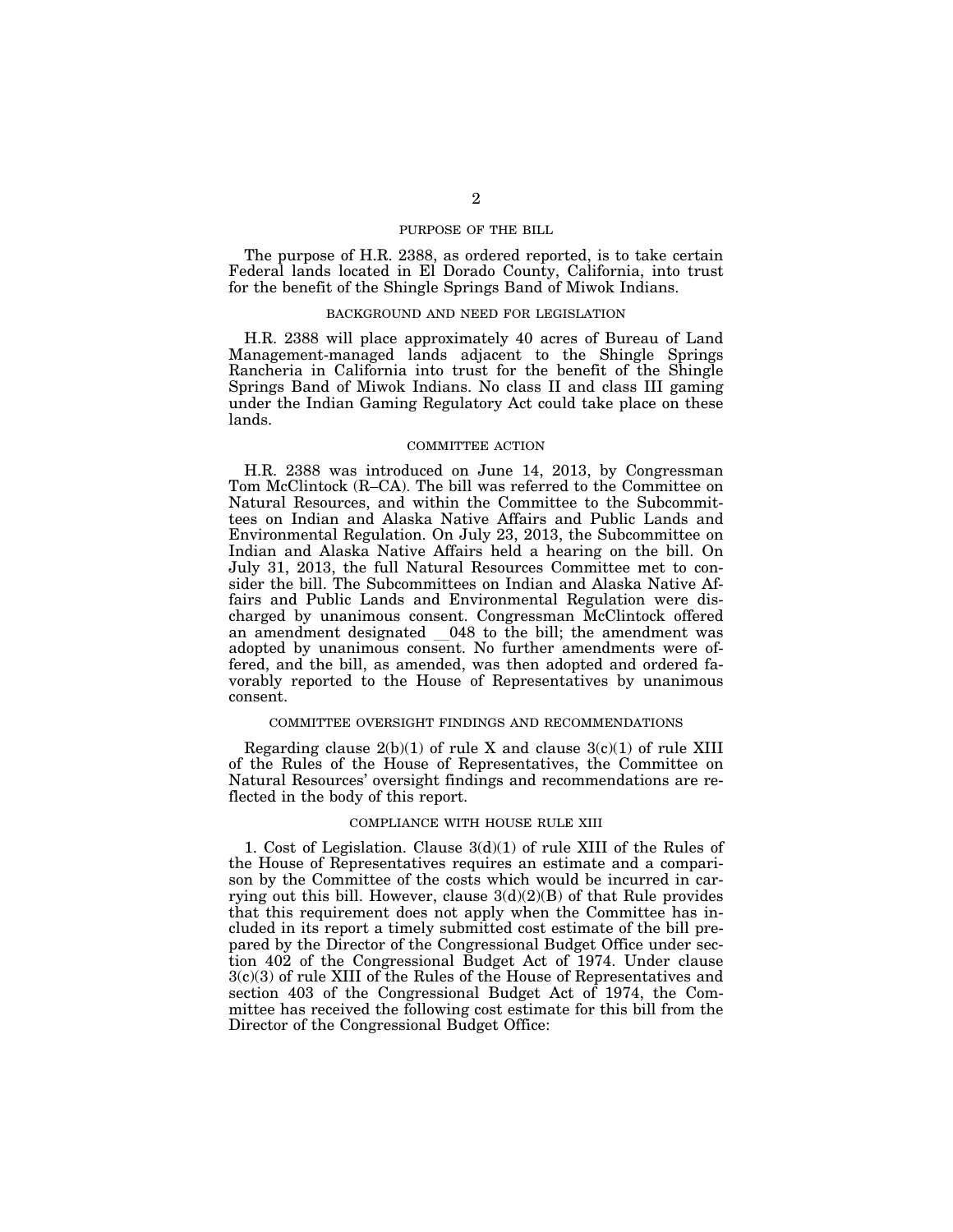## PURPOSE OF THE BILL

The purpose of H.R. 2388, as ordered reported, is to take certain Federal lands located in El Dorado County, California, into trust for the benefit of the Shingle Springs Band of Miwok Indians.

## BACKGROUND AND NEED FOR LEGISLATION

H.R. 2388 will place approximately 40 acres of Bureau of Land Management-managed lands adjacent to the Shingle Springs Rancheria in California into trust for the benefit of the Shingle Springs Band of Miwok Indians. No class II and class III gaming under the Indian Gaming Regulatory Act could take place on these lands.

## COMMITTEE ACTION

H.R. 2388 was introduced on June 14, 2013, by Congressman Tom McClintock (R–CA). The bill was referred to the Committee on Natural Resources, and within the Committee to the Subcommittees on Indian and Alaska Native Affairs and Public Lands and Environmental Regulation. On July 23, 2013, the Subcommittee on Indian and Alaska Native Affairs held a hearing on the bill. On July 31, 2013, the full Natural Resources Committee met to consider the bill. The Subcommittees on Indian and Alaska Native Affairs and Public Lands and Environmental Regulation were discharged by unanimous consent. Congressman McClintock offered an amendment designated \_\_048 to the bill; the amendment was adopted by unanimous consent. No further amendments were offered, and the bill, as amended, was then adopted and ordered favorably reported to the House of Representatives by unanimous consent.

## COMMITTEE OVERSIGHT FINDINGS AND RECOMMENDATIONS

Regarding clause 2(b)(1) of rule X and clause 3(c)(1) of rule XIII of the Rules of the House of Representatives, the Committee on Natural Resources' oversight findings and recommendations are reflected in the body of this report.

## COMPLIANCE WITH HOUSE RULE XIII

1. Cost of Legislation. Clause 3(d)(1) of rule XIII of the Rules of the House of Representatives requires an estimate and a comparison by the Committee of the costs which would be incurred in carrying out this bill. However, clause 3(d)(2)(B) of that Rule provides that this requirement does not apply when the Committee has included in its report a timely submitted cost estimate of the bill prepared by the Director of the Congressional Budget Office under section 402 of the Congressional Budget Act of 1974. Under clause 3(c)(3) of rule XIII of the Rules of the House of Representatives and section 403 of the Congressional Budget Act of 1974, the Committee has received the following cost estimate for this bill from the Director of the Congressional Budget Office: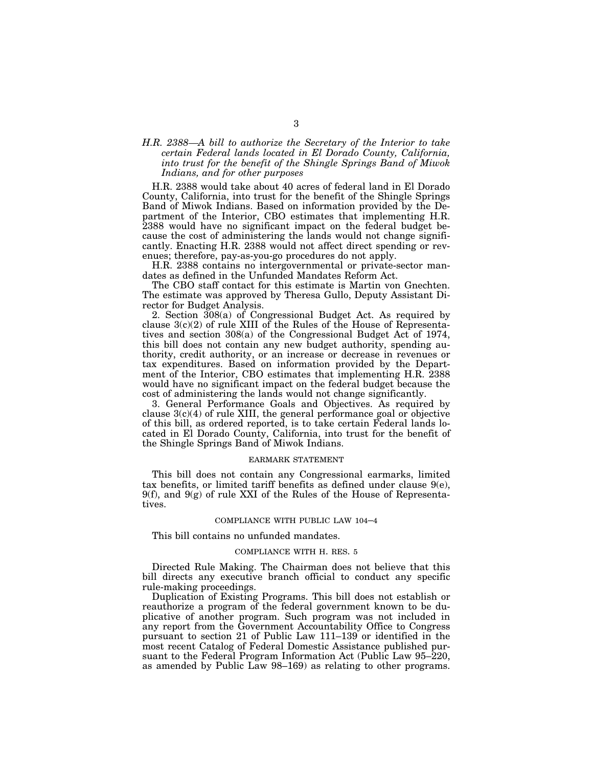*H.R. 2388—A bill to authorize the Secretary of the Interior to take certain Federal lands located in El Dorado County, California, into trust for the benefit of the Shingle Springs Band of Miwok Indians, and for other purposes*

H.R. 2388 would take about 40 acres of federal land in El Dorado County, California, into trust for the benefit of the Shingle Springs Band of Miwok Indians. Based on information provided by the Department of the Interior, CBO estimates that implementing H.R. 2388 would have no significant impact on the federal budget because the cost of administering the lands would not change significantly. Enacting H.R. 2388 would not affect direct spending or revenues; therefore, pay-as-you-go procedures do not apply.

H.R. 2388 contains no intergovernmental or private-sector mandates as defined in the Unfunded Mandates Reform Act.

The CBO staff contact for this estimate is Martin von Gnechten. The estimate was approved by Theresa Gullo, Deputy Assistant Director for Budget Analysis.

2. Section 308(a) of Congressional Budget Act. As required by clause 3(c)(2) of rule XIII of the Rules of the House of Representatives and section 308(a) of the Congressional Budget Act of 1974, this bill does not contain any new budget authority, spending authority, credit authority, or an increase or decrease in revenues or tax expenditures. Based on information provided by the Department of the Interior, CBO estimates that implementing H.R. 2388 would have no significant impact on the federal budget because the cost of administering the lands would not change significantly.

3. General Performance Goals and Objectives. As required by clause 3(c)(4) of rule XIII, the general performance goal or objective of this bill, as ordered reported, is to take certain Federal lands located in El Dorado County, California, into trust for the benefit of the Shingle Springs Band of Miwok Indians.

## EARMARK STATEMENT

This bill does not contain any Congressional earmarks, limited tax benefits, or limited tariff benefits as defined under clause 9(e), 9(f), and 9(g) of rule XXI of the Rules of the House of Representatives.

## COMPLIANCE WITH PUBLIC LAW 104–4

This bill contains no unfunded mandates.

## COMPLIANCE WITH H. RES. 5

Directed Rule Making. The Chairman does not believe that this bill directs any executive branch official to conduct any specific rule-making proceedings.

Duplication of Existing Programs. This bill does not establish or reauthorize a program of the federal government known to be duplicative of another program. Such program was not included in any report from the Government Accountability Office to Congress pursuant to section 21 of Public Law 111–139 or identified in the most recent Catalog of Federal Domestic Assistance published pursuant to the Federal Program Information Act (Public Law 95–220, as amended by Public Law 98–169) as relating to other programs.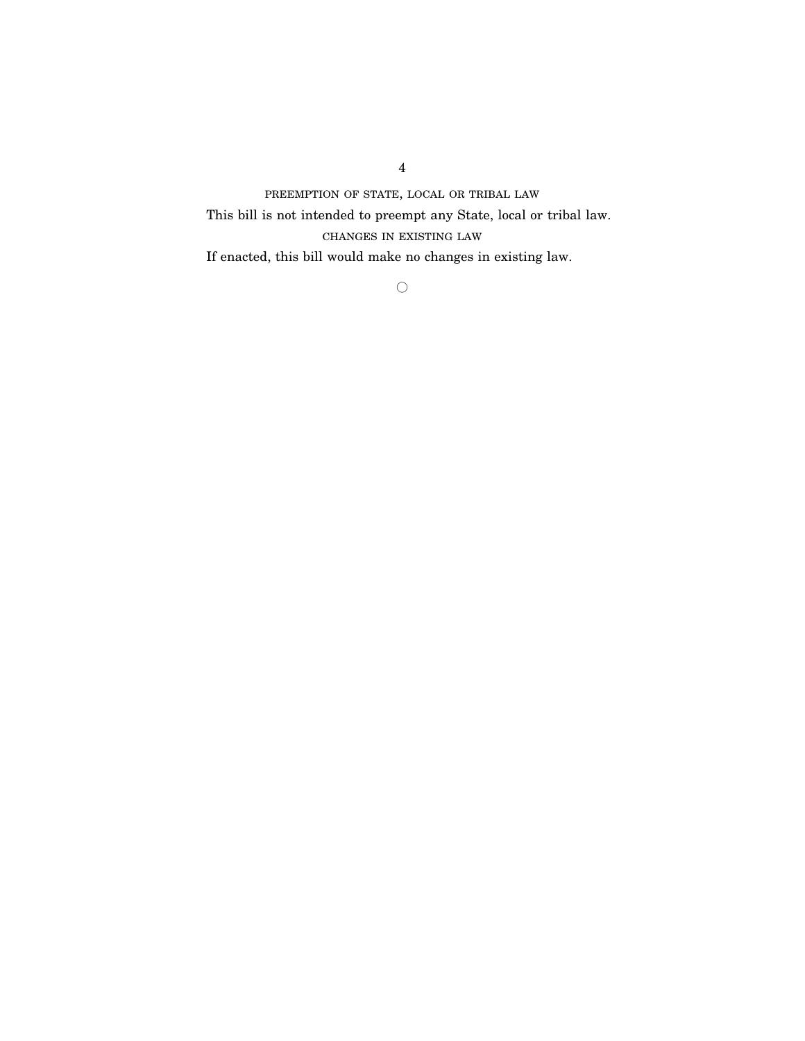## PREEMPTION OF STATE, LOCAL OR TRIBAL LAW

This bill is not intended to preempt any State, local or tribal law.

## CHANGES IN EXISTING LAW

If enacted, this bill would make no changes in existing law.

○